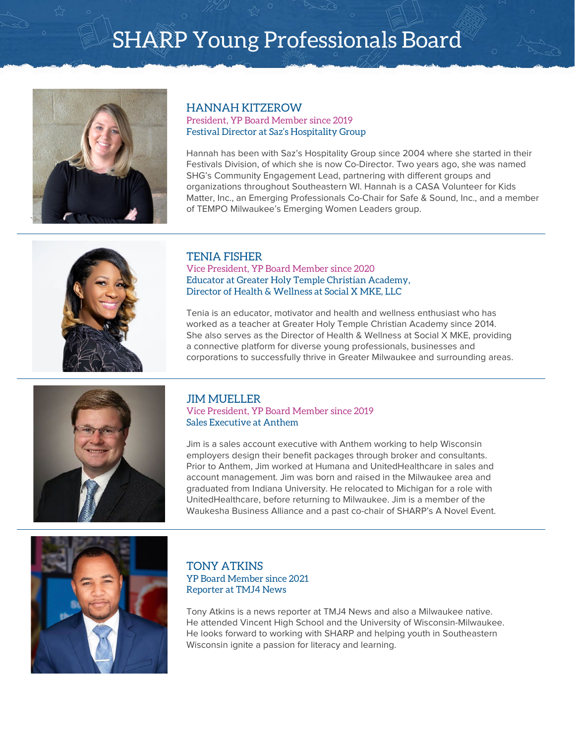# SHARP Young Professionals Board

## HANNAH KITZEROW

President, YP Board Member since 2019
Festival Director at Saz's Hospitality Group

Hannah has been with Saz's Hospitality Group since 2004 where she started in their Festivals Division, of which she is now Co-Director. Two years ago, she was named SHG's Community Engagement Lead, partnering with different groups and organizations throughout Southeastern WI. Hannah is a CASA Volunteer for Kids Matter, Inc., an Emerging Professionals Co-Chair for Safe & Sound, Inc., and a member of TEMPO Milwaukee's Emerging Women Leaders group.

---

## TENIA FISHER

Vice President, YP Board Member since 2020
Educator at Greater Holy Temple Christian Academy,
Director of Health & Wellness at Social X MKE, LLC

Tenia is an educator, motivator and health and wellness enthusiast who has worked as a teacher at Greater Holy Temple Christian Academy since 2014. She also serves as the Director of Health & Wellness at Social X MKE, providing a connective platform for diverse young professionals, businesses and corporations to successfully thrive in Greater Milwaukee and surrounding areas.

---

## JIM MUELLER

Vice President, YP Board Member since 2019
Sales Executive at Anthem

Jim is a sales account executive with Anthem working to help Wisconsin employers design their benefit packages through broker and consultants. Prior to Anthem, Jim worked at Humana and UnitedHealthcare in sales and account management. Jim was born and raised in the Milwaukee area and graduated from Indiana University. He relocated to Michigan for a role with UnitedHealthcare, before returning to Milwaukee. Jim is a member of the Waukesha Business Alliance and a past co-chair of SHARP's A Novel Event.

---

## TONY ATKINS

YP Board Member since 2021
Reporter at TMJ4 News

Tony Atkins is a news reporter at TMJ4 News and also a Milwaukee native. He attended Vincent High School and the University of Wisconsin-Milwaukee. He looks forward to working with SHARP and helping youth in Southeastern Wisconsin ignite a passion for literacy and learning.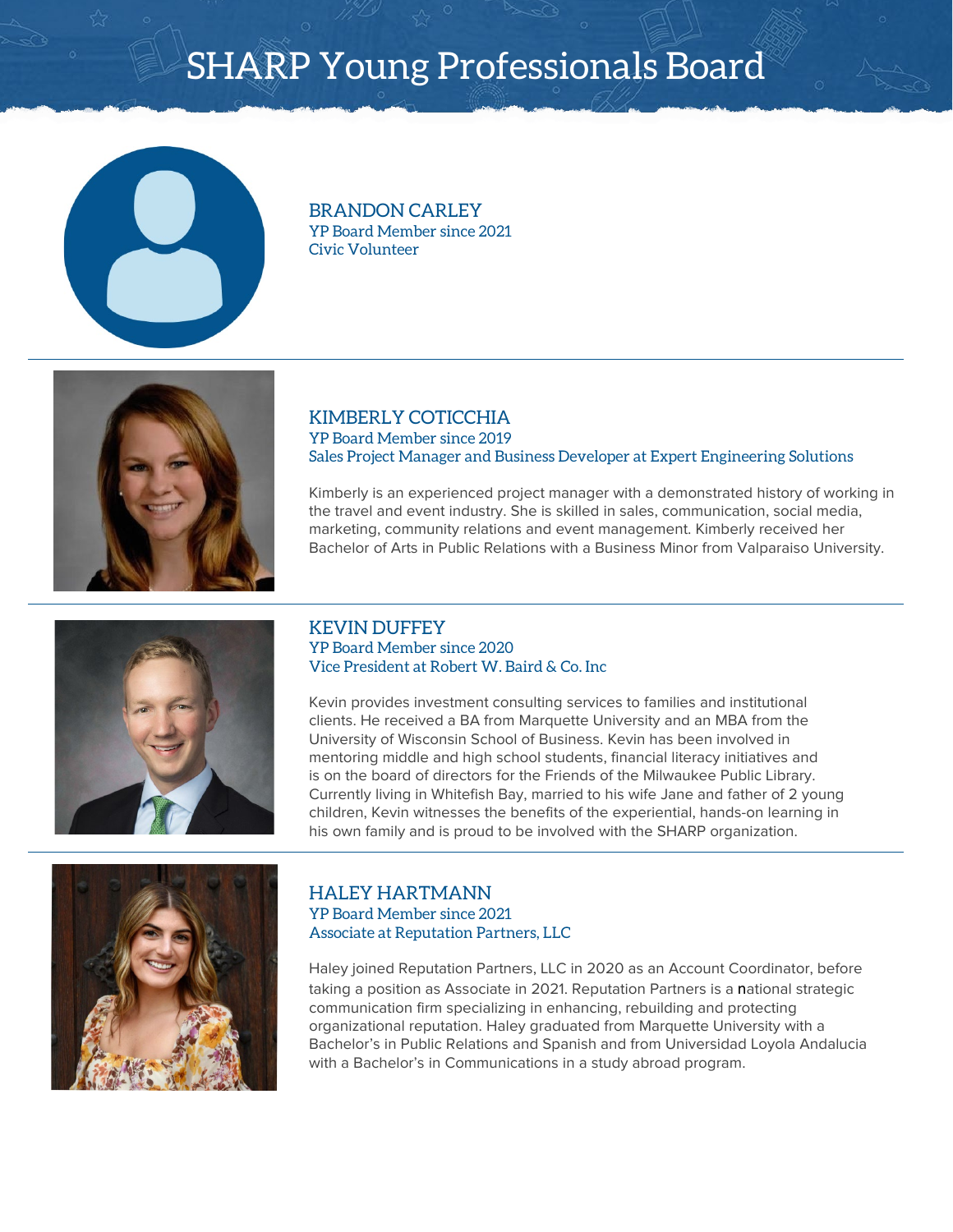# SHARP Young Professionals Board

## BRANDON CARLEY

YP Board Member since 2021
Civic Volunteer

---

## KIMBERLY COTICCHIA

YP Board Member since 2019
Sales Project Manager and Business Developer at Expert Engineering Solutions

Kimberly is an experienced project manager with a demonstrated history of working in the travel and event industry. She is skilled in sales, communication, social media, marketing, community relations and event management. Kimberly received her Bachelor of Arts in Public Relations with a Business Minor from Valparaiso University.

---

## KEVIN DUFFEY

YP Board Member since 2020
Vice President at Robert W. Baird & Co. Inc

Kevin provides investment consulting services to families and institutional clients. He received a BA from Marquette University and an MBA from the University of Wisconsin School of Business. Kevin has been involved in mentoring middle and high school students, financial literacy initiatives and is on the board of directors for the Friends of the Milwaukee Public Library. Currently living in Whitefish Bay, married to his wife Jane and father of 2 young children, Kevin witnesses the benefits of the experiential, hands-on learning in his own family and is proud to be involved with the SHARP organization.

---

## HALEY HARTMANN

YP Board Member since 2021
Associate at Reputation Partners, LLC

Haley joined Reputation Partners, LLC in 2020 as an Account Coordinator, before taking a position as Associate in 2021. Reputation Partners is a national strategic communication firm specializing in enhancing, rebuilding and protecting organizational reputation. Haley graduated from Marquette University with a Bachelor's in Public Relations and Spanish and from Universidad Loyola Andalucia with a Bachelor's in Communications in a study abroad program.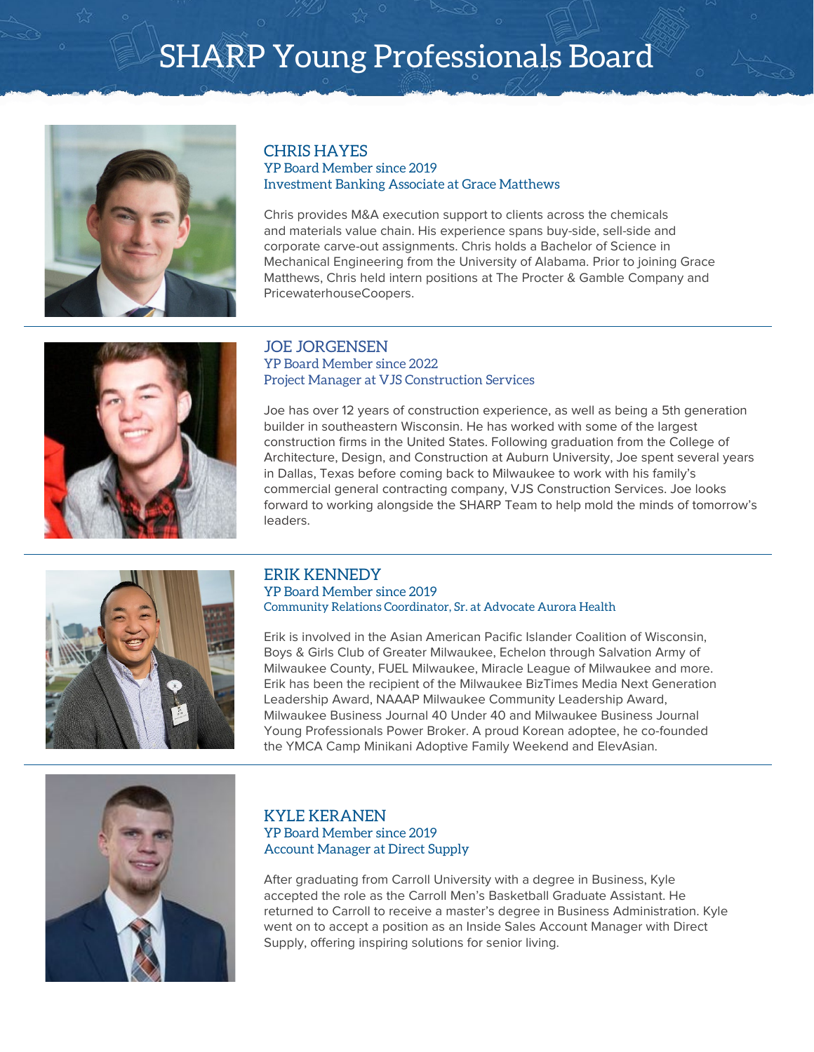# SHARP Young Professionals Board

## CHRIS HAYES

YP Board Member since 2019
Investment Banking Associate at Grace Matthews

Chris provides M&A execution support to clients across the chemicals and materials value chain. His experience spans buy-side, sell-side and corporate carve-out assignments. Chris holds a Bachelor of Science in Mechanical Engineering from the University of Alabama. Prior to joining Grace Matthews, Chris held intern positions at The Procter & Gamble Company and PricewaterhouseCoopers.

---

## JOE JORGENSEN

YP Board Member since 2022
Project Manager at VJS Construction Services

Joe has over 12 years of construction experience, as well as being a 5th generation builder in southeastern Wisconsin. He has worked with some of the largest construction firms in the United States. Following graduation from the College of Architecture, Design, and Construction at Auburn University, Joe spent several years in Dallas, Texas before coming back to Milwaukee to work with his family's commercial general contracting company, VJS Construction Services. Joe looks forward to working alongside the SHARP Team to help mold the minds of tomorrow's leaders.

---

## ERIK KENNEDY

YP Board Member since 2019
Community Relations Coordinator, Sr. at Advocate Aurora Health

Erik is involved in the Asian American Pacific Islander Coalition of Wisconsin, Boys & Girls Club of Greater Milwaukee, Echelon through Salvation Army of Milwaukee County, FUEL Milwaukee, Miracle League of Milwaukee and more. Erik has been the recipient of the Milwaukee BizTimes Media Next Generation Leadership Award, NAAAP Milwaukee Community Leadership Award, Milwaukee Business Journal 40 Under 40 and Milwaukee Business Journal Young Professionals Power Broker. A proud Korean adoptee, he co-founded the YMCA Camp Minikani Adoptive Family Weekend and ElevAsian.

---

## KYLE KERANEN

YP Board Member since 2019
Account Manager at Direct Supply

After graduating from Carroll University with a degree in Business, Kyle accepted the role as the Carroll Men's Basketball Graduate Assistant. He returned to Carroll to receive a master's degree in Business Administration. Kyle went on to accept a position as an Inside Sales Account Manager with Direct Supply, offering inspiring solutions for senior living.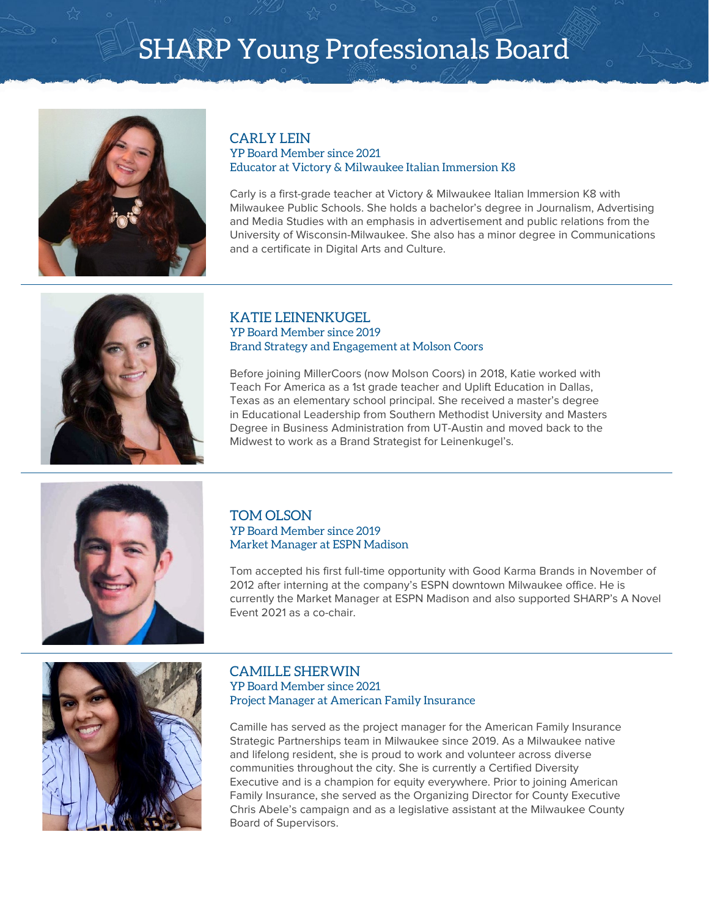# SHARP Young Professionals Board

## CARLY LEIN

YP Board Member since 2021
Educator at Victory & Milwaukee Italian Immersion K8

Carly is a first-grade teacher at Victory & Milwaukee Italian Immersion K8 with Milwaukee Public Schools. She holds a bachelor's degree in Journalism, Advertising and Media Studies with an emphasis in advertisement and public relations from the University of Wisconsin-Milwaukee. She also has a minor degree in Communications and a certificate in Digital Arts and Culture.

---

## KATIE LEINENKUGEL

YP Board Member since 2019
Brand Strategy and Engagement at Molson Coors

Before joining MillerCoors (now Molson Coors) in 2018, Katie worked with Teach For America as a 1st grade teacher and Uplift Education in Dallas, Texas as an elementary school principal. She received a master's degree in Educational Leadership from Southern Methodist University and Masters Degree in Business Administration from UT-Austin and moved back to the Midwest to work as a Brand Strategist for Leinenkugel's.

---

## TOM OLSON

YP Board Member since 2019
Market Manager at ESPN Madison

Tom accepted his first full-time opportunity with Good Karma Brands in November of 2012 after interning at the company's ESPN downtown Milwaukee office. He is currently the Market Manager at ESPN Madison and also supported SHARP's A Novel Event 2021 as a co-chair.

---

## CAMILLE SHERWIN

YP Board Member since 2021
Project Manager at American Family Insurance

Camille has served as the project manager for the American Family Insurance Strategic Partnerships team in Milwaukee since 2019. As a Milwaukee native and lifelong resident, she is proud to work and volunteer across diverse communities throughout the city. She is currently a Certified Diversity Executive and is a champion for equity everywhere. Prior to joining American Family Insurance, she served as the Organizing Director for County Executive Chris Abele's campaign and as a legislative assistant at the Milwaukee County Board of Supervisors.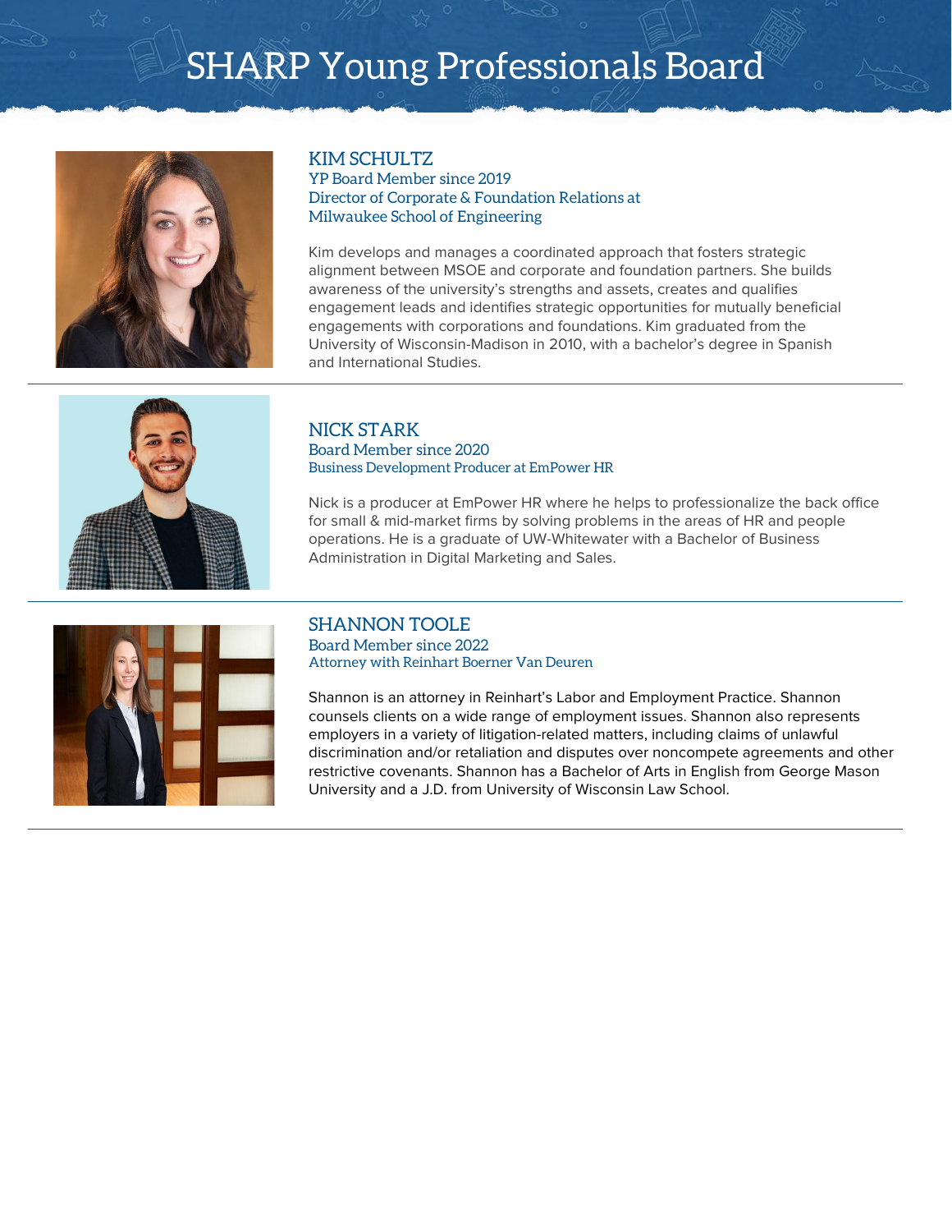# SHARP Young Professionals Board

## KIM SCHULTZ

YP Board Member since 2019
Director of Corporate & Foundation Relations at Milwaukee School of Engineering

Kim develops and manages a coordinated approach that fosters strategic alignment between MSOE and corporate and foundation partners. She builds awareness of the university's strengths and assets, creates and qualifies engagement leads and identifies strategic opportunities for mutually beneficial engagements with corporations and foundations. Kim graduated from the University of Wisconsin-Madison in 2010, with a bachelor's degree in Spanish and International Studies.

---

## NICK STARK

Board Member since 2020
Business Development Producer at EmPower HR

Nick is a producer at EmPower HR where he helps to professionalize the back office for small & mid-market firms by solving problems in the areas of HR and people operations. He is a graduate of UW-Whitewater with a Bachelor of Business Administration in Digital Marketing and Sales.

---

## SHANNON TOOLE

Board Member since 2022
Attorney with Reinhart Boerner Van Deuren

Shannon is an attorney in Reinhart's Labor and Employment Practice. Shannon counsels clients on a wide range of employment issues. Shannon also represents employers in a variety of litigation-related matters, including claims of unlawful discrimination and/or retaliation and disputes over noncompete agreements and other restrictive covenants. Shannon has a Bachelor of Arts in English from George Mason University and a J.D. from University of Wisconsin Law School.

---